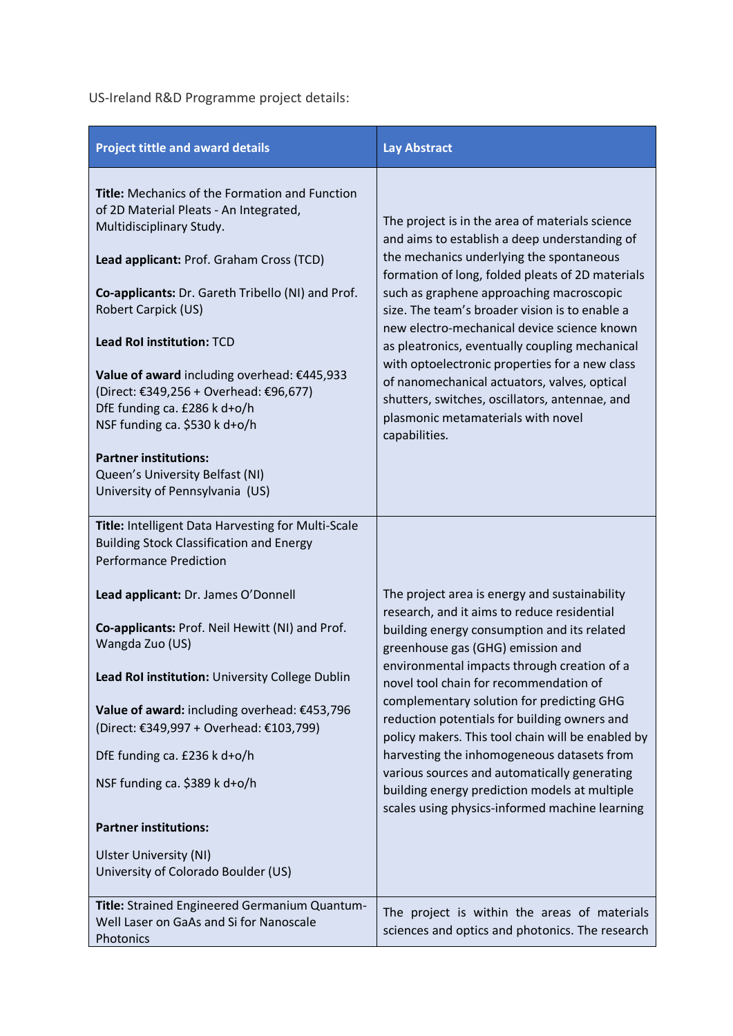US-Ireland R&D Programme project details:

| Project tittle and award details | Lay Abstract |
| --- | --- |
| **Title:** Mechanics of the Formation and Function of 2D Material Pleats - An Integrated, Multidisciplinary Study.<br><br>**Lead applicant:** Prof. Graham Cross (TCD)<br><br>**Co-applicants:** Dr. Gareth Tribello (NI) and Prof. Robert Carpick (US)<br><br>**Lead RoI institution:** TCD<br><br>**Value of award** including overhead: €445,933 (Direct: €349,256 + Overhead: €96,677)<br>DfE funding ca. £286 k d+o/h<br>NSF funding ca. $530 k d+o/h<br><br>**Partner institutions:**<br>Queen's University Belfast (NI)<br>University of Pennsylvania (US) | The project is in the area of materials science and aims to establish a deep understanding of the mechanics underlying the spontaneous formation of long, folded pleats of 2D materials such as graphene approaching macroscopic size. The team's broader vision is to enable a new electro-mechanical device science known as pleatronics, eventually coupling mechanical with optoelectronic properties for a new class of nanomechanical actuators, valves, optical shutters, switches, oscillators, antennae, and plasmonic metamaterials with novel capabilities. |
| **Title:** Intelligent Data Harvesting for Multi-Scale Building Stock Classification and Energy Performance Prediction<br><br>**Lead applicant:** Dr. James O'Donnell<br><br>**Co-applicants:** Prof. Neil Hewitt (NI) and Prof. Wangda Zuo (US)<br><br>**Lead RoI institution:** University College Dublin<br><br>**Value of award:** including overhead: €453,796 (Direct: €349,997 + Overhead: €103,799)<br><br>DfE funding ca. £236 k d+o/h<br><br>NSF funding ca. $389 k d+o/h<br><br>**Partner institutions:**<br><br>Ulster University (NI)<br>University of Colorado Boulder (US) | The project area is energy and sustainability research, and it aims to reduce residential building energy consumption and its related greenhouse gas (GHG) emission and environmental impacts through creation of a novel tool chain for recommendation of complementary solution for predicting GHG reduction potentials for building owners and policy makers. This tool chain will be enabled by harvesting the inhomogeneous datasets from various sources and automatically generating building energy prediction models at multiple scales using physics-informed machine learning |
| **Title:** Strained Engineered Germanium Quantum-Well Laser on GaAs and Si for Nanoscale Photonics | The project is within the areas of materials sciences and optics and photonics. The research |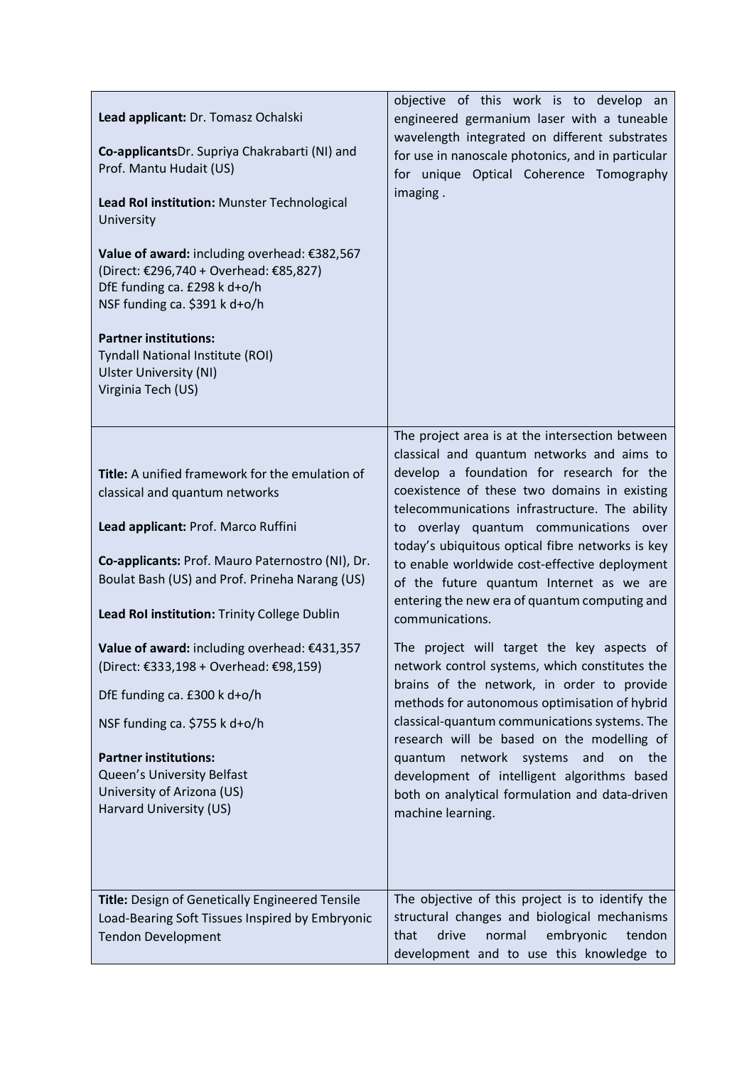| | |
|---|---|
| **Lead applicant:** Dr. Tomasz Ochalski<br><br>**Co-applicants**Dr. Supriya Chakrabarti (NI) and Prof. Mantu Hudait (US)<br><br>**Lead RoI institution:** Munster Technological University<br><br>**Value of award:** including overhead: €382,567 (Direct: €296,740 + Overhead: €85,827)<br>DfE funding ca. £298 k d+o/h<br>NSF funding ca. $391 k d+o/h<br><br>**Partner institutions:**<br>Tyndall National Institute (ROI)<br>Ulster University (NI)<br>Virginia Tech (US) | objective of this work is to develop an engineered germanium laser with a tuneable wavelength integrated on different substrates for use in nanoscale photonics, and in particular for unique Optical Coherence Tomography imaging . |
| **Title:** A unified framework for the emulation of classical and quantum networks<br><br>**Lead applicant:** Prof. Marco Ruffini<br><br>**Co-applicants:** Prof. Mauro Paternostro (NI), Dr. Boulat Bash (US) and Prof. Prineha Narang (US)<br><br>**Lead RoI institution:** Trinity College Dublin<br><br>**Value of award:** including overhead: €431,357 (Direct: €333,198 + Overhead: €98,159)<br><br>DfE funding ca. £300 k d+o/h<br><br>NSF funding ca. $755 k d+o/h<br><br>**Partner institutions:**<br>Queen's University Belfast<br>University of Arizona (US)<br>Harvard University (US) | The project area is at the intersection between classical and quantum networks and aims to develop a foundation for research for the coexistence of these two domains in existing telecommunications infrastructure. The ability to overlay quantum communications over today's ubiquitous optical fibre networks is key to enable worldwide cost-effective deployment of the future quantum Internet as we are entering the new era of quantum computing and communications.<br><br>The project will target the key aspects of network control systems, which constitutes the brains of the network, in order to provide methods for autonomous optimisation of hybrid classical-quantum communications systems. The research will be based on the modelling of quantum network systems and on the development of intelligent algorithms based both on analytical formulation and data-driven machine learning. |
| **Title:** Design of Genetically Engineered Tensile Load-Bearing Soft Tissues Inspired by Embryonic Tendon Development | The objective of this project is to identify the structural changes and biological mechanisms that drive normal embryonic tendon development and to use this knowledge to |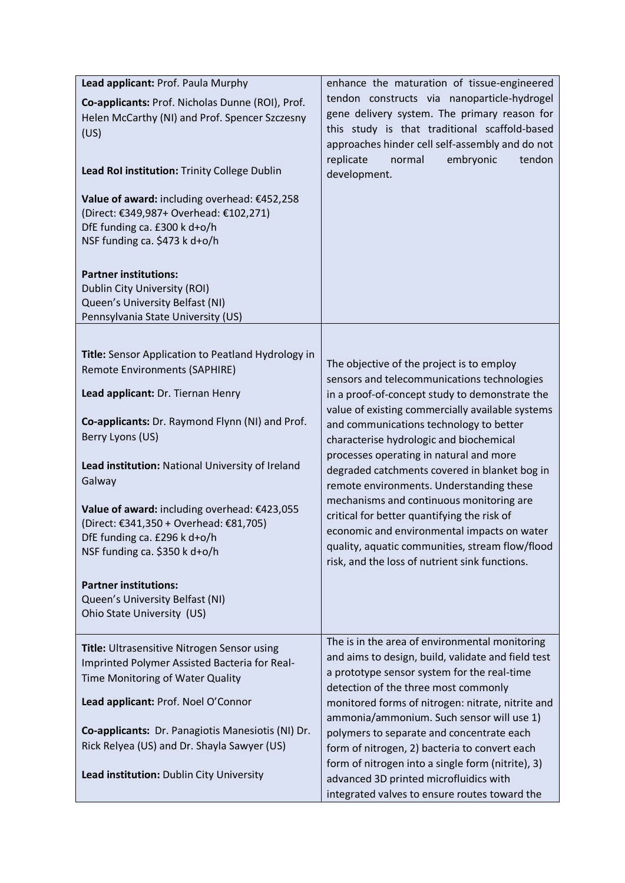| | |
|---|---|
| **Lead applicant:** Prof. Paula Murphy<br><br>**Co-applicants:** Prof. Nicholas Dunne (ROI), Prof. Helen McCarthy (NI) and Prof. Spencer Szczesny (US)<br><br>**Lead RoI institution:** Trinity College Dublin<br><br>**Value of award:** including overhead: €452,258 (Direct: €349,987+ Overhead: €102,271)<br>DfE funding ca. £300 k d+o/h<br>NSF funding ca. $473 k d+o/h<br><br>**Partner institutions:**<br>Dublin City University (ROI)<br>Queen's University Belfast (NI)<br>Pennsylvania State University (US) | enhance the maturation of tissue-engineered tendon constructs via nanoparticle-hydrogel gene delivery system. The primary reason for this study is that traditional scaffold-based approaches hinder cell self-assembly and do not replicate normal embryonic tendon development. |
| **Title:** Sensor Application to Peatland Hydrology in Remote Environments (SAPHIRE)<br><br>**Lead applicant:** Dr. Tiernan Henry<br><br>**Co-applicants:** Dr. Raymond Flynn (NI) and Prof. Berry Lyons (US)<br><br>**Lead institution:** National University of Ireland Galway<br><br>**Value of award:** including overhead: €423,055 (Direct: €341,350 + Overhead: €81,705)<br>DfE funding ca. £296 k d+o/h<br>NSF funding ca. $350 k d+o/h<br><br>**Partner institutions:**<br>Queen's University Belfast (NI)<br>Ohio State University (US) | The objective of the project is to employ sensors and telecommunications technologies in a proof-of-concept study to demonstrate the value of existing commercially available systems and communications technology to better characterise hydrologic and biochemical processes operating in natural and more degraded catchments covered in blanket bog in remote environments. Understanding these mechanisms and continuous monitoring are critical for better quantifying the risk of economic and environmental impacts on water quality, aquatic communities, stream flow/flood risk, and the loss of nutrient sink functions. |
| **Title:** Ultrasensitive Nitrogen Sensor using Imprinted Polymer Assisted Bacteria for Real-Time Monitoring of Water Quality<br><br>**Lead applicant:** Prof. Noel O'Connor<br><br>**Co-applicants:** Dr. Panagiotis Manesiotis (NI) Dr. Rick Relyea (US) and Dr. Shayla Sawyer (US)<br><br>**Lead institution:** Dublin City University | The is in the area of environmental monitoring and aims to design, build, validate and field test a prototype sensor system for the real-time detection of the three most commonly monitored forms of nitrogen: nitrate, nitrite and ammonia/ammonium. Such sensor will use 1) polymers to separate and concentrate each form of nitrogen, 2) bacteria to convert each form of nitrogen into a single form (nitrite), 3) advanced 3D printed microfluidics with integrated valves to ensure routes toward the |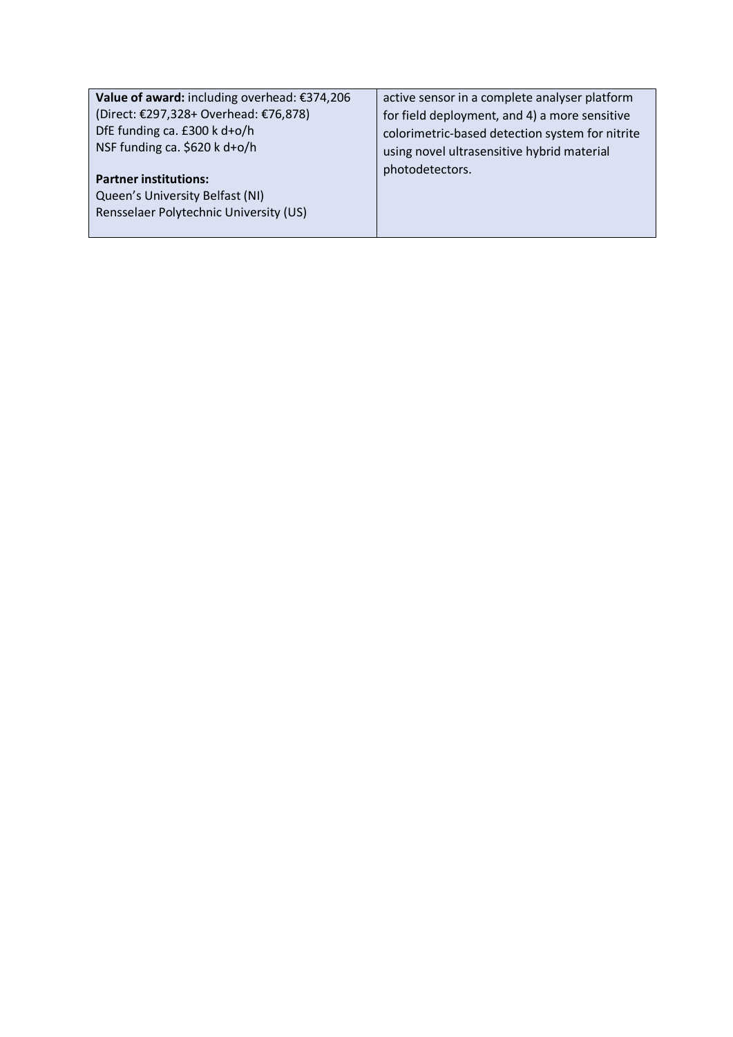| | |
|---|---|
| **Value of award:** including overhead: €374,206 (Direct: €297,328+ Overhead: €76,878)<br>DfE funding ca. £300 k d+o/h<br>NSF funding ca. $620 k d+o/h<br><br>**Partner institutions:**<br>Queen's University Belfast (NI)<br>Rensselaer Polytechnic University (US) | active sensor in a complete analyser platform for field deployment, and 4) a more sensitive colorimetric-based detection system for nitrite using novel ultrasensitive hybrid material photodetectors. |